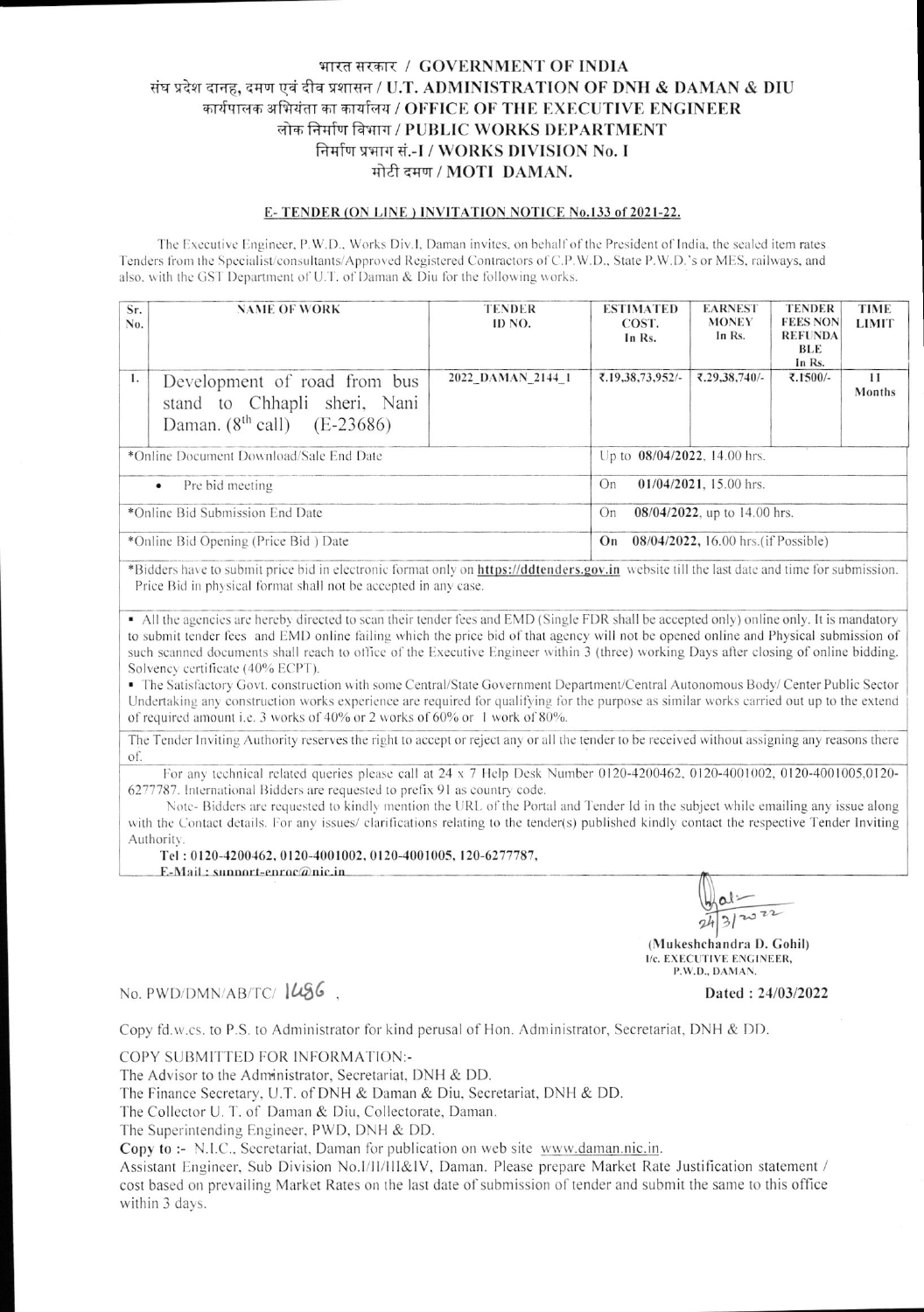# भारत सरकार / GOVERNMENT OF INDIA
## संघ प्रदेश दानह, दमण एवं दीव प्रशासन / U.T. ADMINISTRATION OF DNH & DAMAN & DIU
## कार्यपालक अभियंता का कार्यालय / OFFICE OF THE EXECUTIVE ENGINEER
## लोक निर्माण विभाग / PUBLIC WORKS DEPARTMENT
## निर्माण प्रभाग सं.-I / WORKS DIVISION No. I
## मोटी दमण / MOTI DAMAN.

**E- TENDER (ON LINE ) INVITATION NOTICE No.133 of 2021-22.**

The Executive Engineer, P.W.D., Works Div.I, Daman invites, on behalf of the President of India, the sealed item rates Tenders from the Specialist/consultants/Approved Registered Contractors of C.P.W.D., State P.W.D.'s or MES, railways, and also, with the GST Department of U.T. of Daman & Diu for the following works.

| Sr. No. | NAME OF WORK | TENDER ID NO. | ESTIMATED COST. In Rs. | EARNEST MONEY In Rs. | TENDER FEES NON REFUNDABLE In Rs. | TIME LIMIT |
|---|---|---|---|---|---|---|
| 1. | Development of road from bus stand to Chhapli sheri, Nani Daman. (8th call) (E-23686) | 2022_DAMAN_2144_1 | ₹.19,38,73,952/- | ₹.29,38,740/- | ₹.1500/- | 11 Months |
| *Online Document Download/Sale End Date | | | Up to **08/04/2022**, 14.00 hrs. | | | |
| • Pre bid meeting | | | On **01/04/2021**, 15.00 hrs. | | | |
| *Online Bid Submission End Date | | | On **08/04/2022**, up to 14.00 hrs. | | | |
| *Online Bid Opening (Price Bid ) Date | | | On **08/04/2022**, 16.00 hrs.(if Possible) | | | |

*Bidders have to submit price bid in electronic format only on **https://ddtenders.gov.in** website till the last date and time for submission. Price Bid in physical format shall not be accepted in any case.

- All the agencies are hereby directed to scan their tender fees and EMD (Single FDR shall be accepted only) online only. It is mandatory to submit tender fees and EMD online failing which the price bid of that agency will not be opened online and Physical submission of such scanned documents shall reach to office of the Executive Engineer within 3 (three) working Days after closing of online bidding. Solvency certificate (40% ECPT).
- The Satisfactory Govt. construction with some Central/State Government Department/Central Autonomous Body/ Center Public Sector Undertaking any construction works experience are required for qualifying for the purpose as similar works carried out up to the extend of required amount i.e. 3 works of 40% or 2 works of 60% or 1 work of 80%.

The Tender Inviting Authority reserves the right to accept or reject any or all the tender to be received without assigning any reasons there of.

For any technical related queries please call at 24 x 7 Help Desk Number 0120-4200462, 0120-4001002, 0120-4001005,0120-6277787. International Bidders are requested to prefix 91 as country code.

Note- Bidders are requested to kindly mention the URL of the Portal and Tender Id in the subject while emailing any issue along with the Contact details. For any issues/ clarifications relating to the tender(s) published kindly contact the respective Tender Inviting Authority.

**Tel : 0120-4200462, 0120-4001002, 0120-4001005, 120-6277787,**
**E-Mail : support-eproc@nic.in**

24/3/2022

**(Mukeshchandra D. Gohil)**
**I/c. EXECUTIVE ENGINEER,**
**P.W.D., DAMAN.**

No. PWD/DMN/AB/TC/ 1486 , **Dated : 24/03/2022**

Copy fd.w.cs. to P.S. to Administrator for kind perusal of Hon. Administrator, Secretariat, DNH & DD.

COPY SUBMITTED FOR INFORMATION:-

The Advisor to the Administrator, Secretariat, DNH & DD.
The Finance Secretary, U.T. of DNH & Daman & Diu, Secretariat, DNH & DD.
The Collector U. T. of Daman & Diu, Collectorate, Daman.
The Superintending Engineer, PWD, DNH & DD.

**Copy to :-** N.I.C., Secretariat, Daman for publication on web site www.daman.nic.in.
Assistant Engineer, Sub Division No.I/II/III&IV, Daman. Please prepare Market Rate Justification statement / cost based on prevailing Market Rates on the last date of submission of tender and submit the same to this office within 3 days.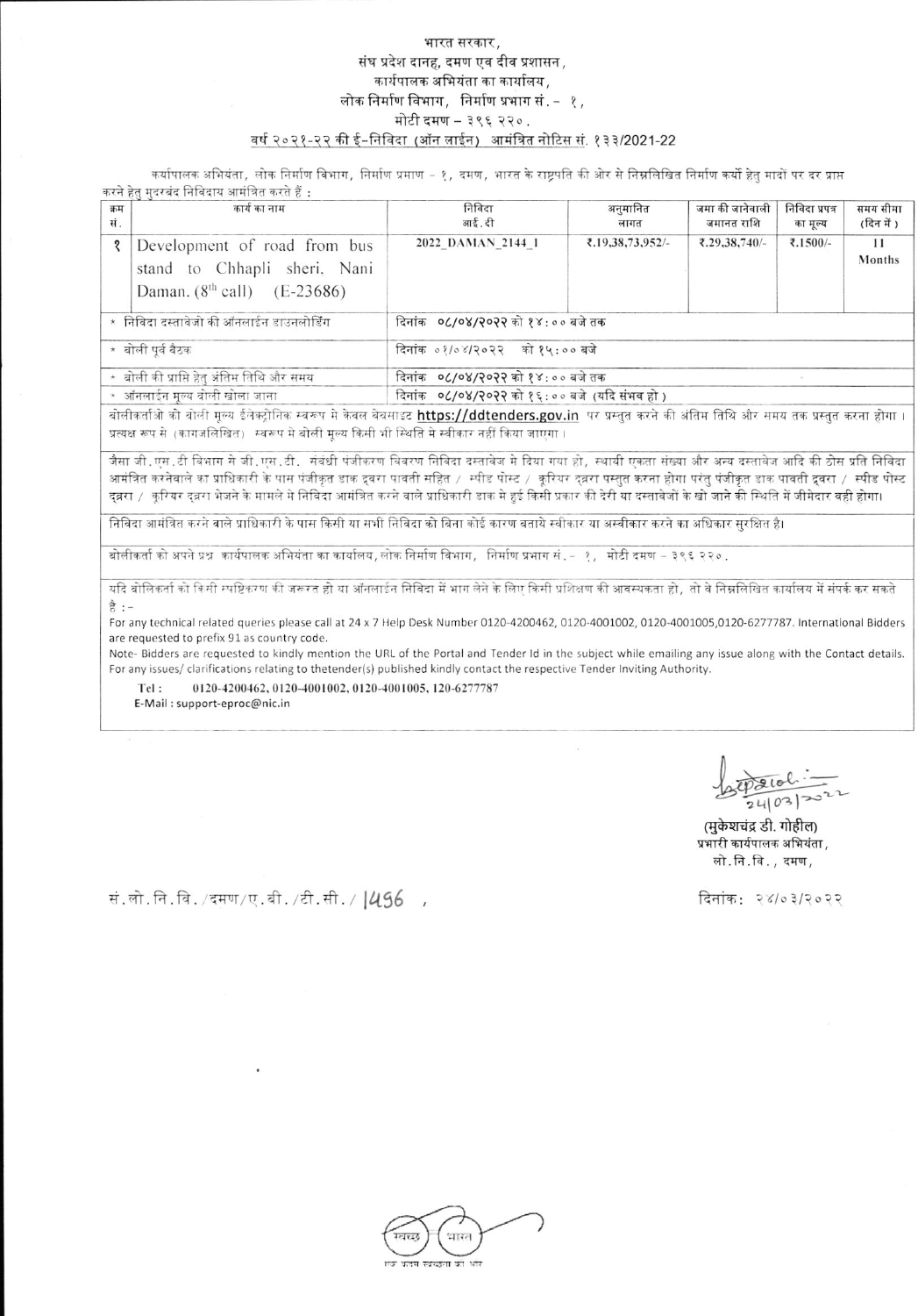भारत सरकार,
संघ प्रदेश दानह, दमण एवं दीव प्रशासन,
कार्यपालक अभियंता का कार्यालय,
लोक निर्माण विभाग, निर्माण प्रभाग सं. - १,
मोटी दमण - ३९६ २२०.

**वर्ष २०२१-२२ की ई-निविदा (ऑन लाईन) आमंत्रित नोटिस सं. १३३/2021-22**

कार्यपालक अभियंता, लोक निर्माण विभाग, निर्माण प्रभाग - १, दमण, भारत के राष्ट्रपति की ओर से निम्नलिखित निर्माण कार्यों हेतु मदों पर दर प्राप्त करने हेतु मुहरबंद निविदाय आमंत्रित करते हैं :

| क्रम सं. | कार्य का नाम | निविदा आई.डी | अनुमानित लागत | जमा की जानेवाली जमानत राशि | निविदा प्रपत्र का मूल्य | समय सीमा (दिन में) |
|---|---|---|---|---|---|---|
| १ | Development of road from bus stand to Chhapli sheri, Nani Daman. (8th call) (E-23686) | 2022_DAMAN_2144_1 | रु.19,38,73,952/- | रु.29,38,740/- | रु.1500/- | 11 Months |

| | |
|---|---|
| * निविदा दस्तावेजो की ऑनलाईन डाउनलोडिंग | दिनांक ०८/०४/२०२२ को १४:०० बजे तक |
| * बोली पूर्व बैठक | दिनांक ०१/०४/२०२२ को १५:०० बजे |
| * बोली की प्राप्ति हेतु अंतिम तिथि और समय | दिनांक ०८/०४/२०२२ को १४:०० बजे तक |
| * ऑनलाईन मूल्य बोली खोला जाना | दिनांक ०८/०४/२०२२ को १६:०० बजे (यदि संभव हो) |

बोलीकर्ताओ को बोली मूल्य ईलेक्ट्रोनिक स्वरूप मे केवल वेबसाइट **https://ddtenders.gov.in** पर प्रस्तुत करने की अंतिम तिथि और समय तक प्रस्तुत करना होगा। प्रत्यक्ष रूप से (कागजलिखित) स्वरूप मे बोली मूल्य किसी भी स्थिति मे स्वीकार नहीं किया जाएगा।

जैसा जी.एस.टी विभाग से जी.एस.टी. संबंधी पंजीकरण विवरण निविदा दस्तावेज मे दिया गया हो, स्थायी एकता संख्या और अन्य दस्तावेज आदि की ठोस प्रति निविदा आमंत्रित करनेवाले का प्राधिकारी के पास पंजीकृत डाक द्वारा पावती सहित / स्पीड पोस्ट / कूरियर द्वारा पस्तुत करना होगा परंतु पंजीकृत डाक पावती द्वारा / स्पीड पोस्ट द्वारा / कूरियर द्वारा भेजने के मामले मे निविदा आमंत्रित करने वाले प्राधिकारी डाक मे हुई किसी प्रकार की देरी या दस्तावेजों के खो जाने की स्थिति में जीमेदार वही होगा।

निविदा आमंत्रित करने वाले प्राधिकारी के पास किसी या सभी निविदा को बिना कोई कारण बताये स्वीकार या अस्वीकार करने का अधिकार सुरक्षित है।

बोलीकर्ता को अपने प्रश्न कार्यपालक अभियंता का कार्यालय, लोक निर्माण विभाग, निर्माण प्रभाग सं. - १, मोटी दमण - ३९६ २२०.

यदि बोलिकर्ता को किसी स्पष्टिकरण की जरूरत हो या ऑनलाईन निविदा में भाग लेने के लिए किसी प्रशिक्षण की आवश्यकता हो, तो वे निम्नलिखित कार्यालय में संपर्क कर सकते है :-

For any technical related queries please call at 24 x 7 Help Desk Number 0120-4200462, 0120-4001002, 0120-4001005,0120-6277787. International Bidders are requested to prefix 91 as country code.

Note- Bidders are requested to kindly mention the URL of the Portal and Tender Id in the subject while emailing any issue along with the Contact details. For any issues/ clarifications relating to thetender(s) published kindly contact the respective Tender Inviting Authority.

Tel : 0120-4200462, 0120-4001002, 0120-4001005, 120-6277787
E-Mail : support-eproc@nic.in

24/03/2022

(मुकेशचंद्र डी. गोहील)
प्रभारी कार्यपालक अभियंता,
लो.नि.वि., दमण,

सं.लो.नि.वि./दमण/ए.बी./टी.सी./1456 ,

दिनांक: २४/०३/२०२२